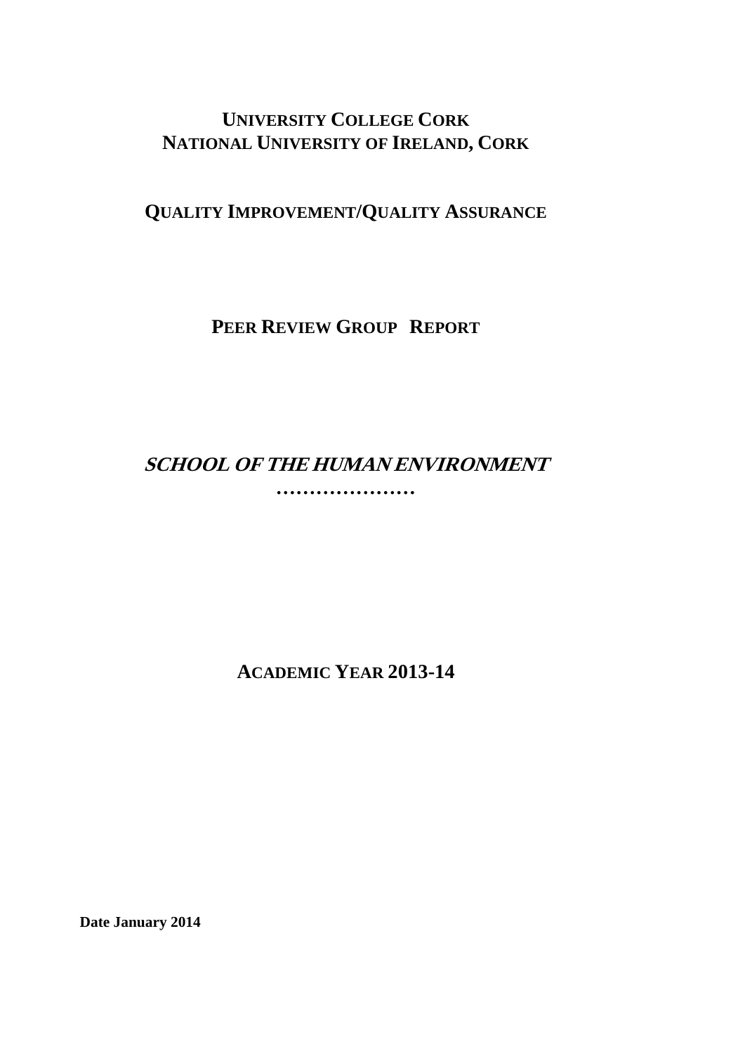# UNIVERSITY COLLEGE CORK
# NATIONAL UNIVERSITY OF IRELAND, CORK

## QUALITY IMPROVEMENT/QUALITY ASSURANCE

## PEER REVIEW GROUP REPORT

## *SCHOOL OF THE HUMAN ENVIRONMENT*

…………………

## ACADEMIC YEAR 2013-14

**Date January 2014**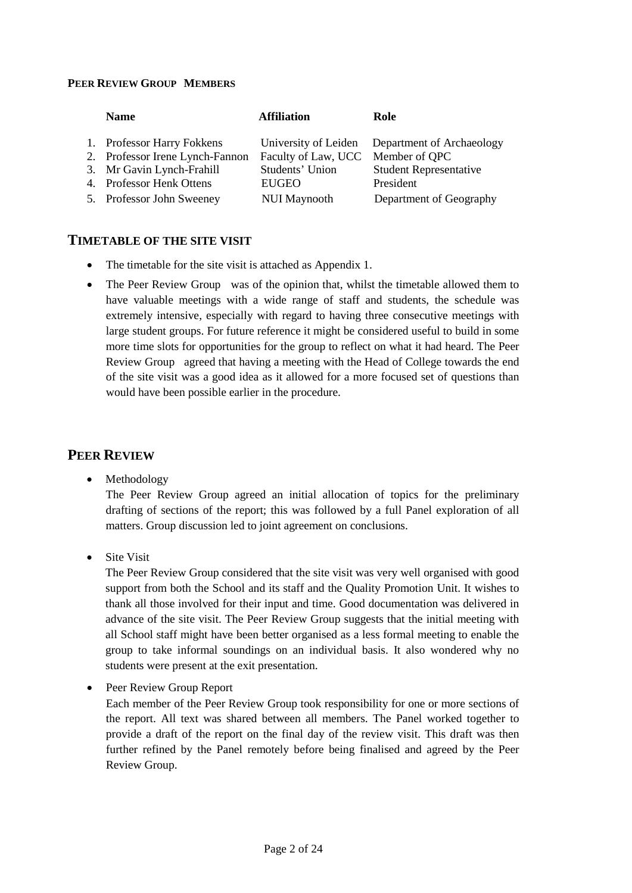**PEER REVIEW GROUP MEMBERS**

| | Name | Affiliation | Role |
|---|---|---|---|
| 1. | Professor Harry Fokkens | University of Leiden | Department of Archaeology |
| 2. | Professor Irene Lynch-Fannon | Faculty of Law, UCC | Member of QPC |
| 3. | Mr Gavin Lynch-Frahill | Students' Union | Student Representative |
| 4. | Professor Henk Ottens | EUGEO | President |
| 5. | Professor John Sweeney | NUI Maynooth | Department of Geography |

## TIMETABLE OF THE SITE VISIT

- The timetable for the site visit is attached as Appendix 1.
- The Peer Review Group was of the opinion that, whilst the timetable allowed them to have valuable meetings with a wide range of staff and students, the schedule was extremely intensive, especially with regard to having three consecutive meetings with large student groups. For future reference it might be considered useful to build in some more time slots for opportunities for the group to reflect on what it had heard. The Peer Review Group agreed that having a meeting with the Head of College towards the end of the site visit was a good idea as it allowed for a more focused set of questions than would have been possible earlier in the procedure.

## PEER REVIEW

- Methodology

  The Peer Review Group agreed an initial allocation of topics for the preliminary drafting of sections of the report; this was followed by a full Panel exploration of all matters. Group discussion led to joint agreement on conclusions.

- Site Visit

  The Peer Review Group considered that the site visit was very well organised with good support from both the School and its staff and the Quality Promotion Unit. It wishes to thank all those involved for their input and time. Good documentation was delivered in advance of the site visit. The Peer Review Group suggests that the initial meeting with all School staff might have been better organised as a less formal meeting to enable the group to take informal soundings on an individual basis. It also wondered why no students were present at the exit presentation.

- Peer Review Group Report

  Each member of the Peer Review Group took responsibility for one or more sections of the report. All text was shared between all members. The Panel worked together to provide a draft of the report on the final day of the review visit. This draft was then further refined by the Panel remotely before being finalised and agreed by the Peer Review Group.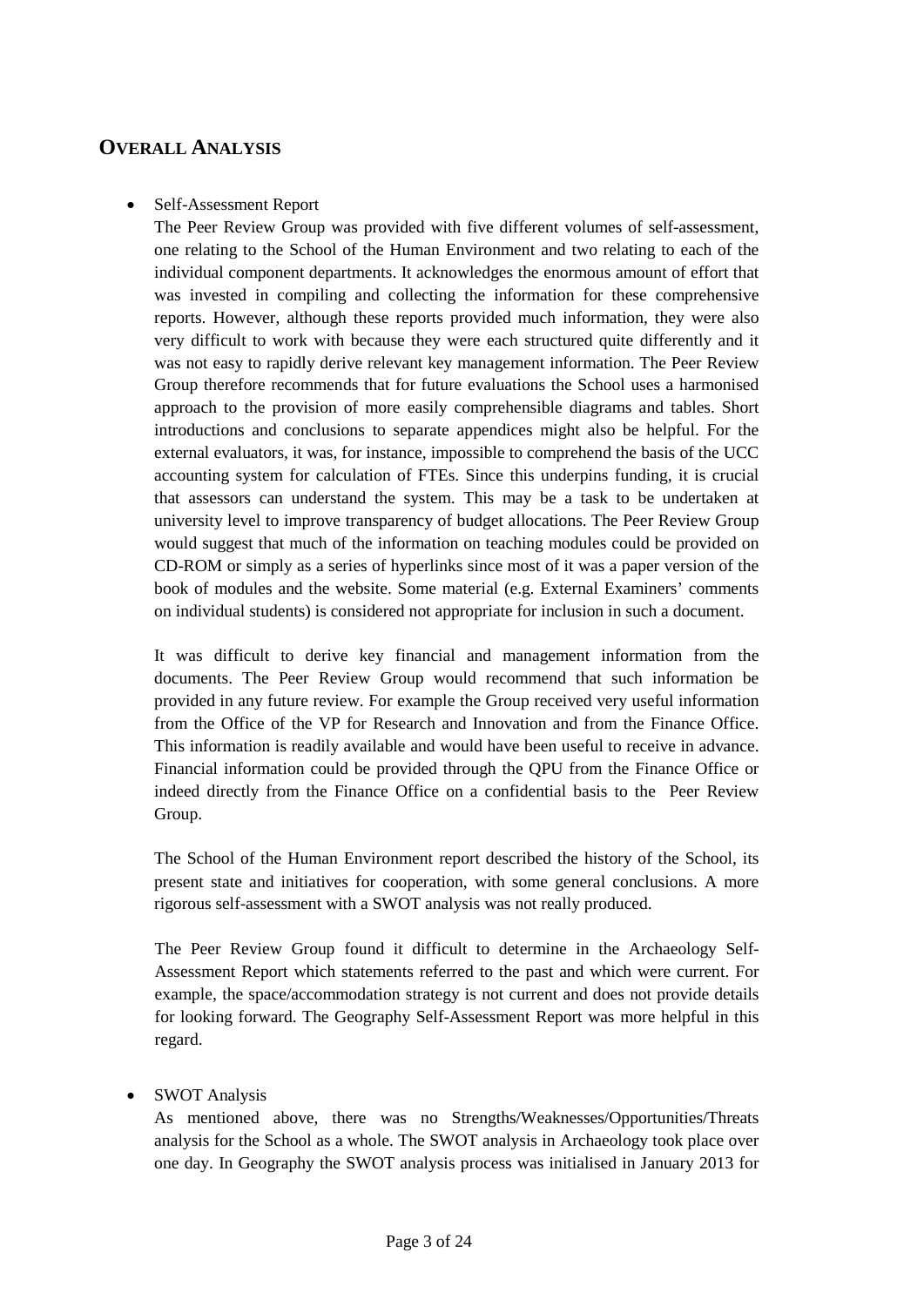## OVERALL ANALYSIS

- Self-Assessment Report

  The Peer Review Group was provided with five different volumes of self-assessment, one relating to the School of the Human Environment and two relating to each of the individual component departments. It acknowledges the enormous amount of effort that was invested in compiling and collecting the information for these comprehensive reports. However, although these reports provided much information, they were also very difficult to work with because they were each structured quite differently and it was not easy to rapidly derive relevant key management information. The Peer Review Group therefore recommends that for future evaluations the School uses a harmonised approach to the provision of more easily comprehensible diagrams and tables. Short introductions and conclusions to separate appendices might also be helpful. For the external evaluators, it was, for instance, impossible to comprehend the basis of the UCC accounting system for calculation of FTEs. Since this underpins funding, it is crucial that assessors can understand the system. This may be a task to be undertaken at university level to improve transparency of budget allocations. The Peer Review Group would suggest that much of the information on teaching modules could be provided on CD-ROM or simply as a series of hyperlinks since most of it was a paper version of the book of modules and the website. Some material (e.g. External Examiners' comments on individual students) is considered not appropriate for inclusion in such a document.

  It was difficult to derive key financial and management information from the documents. The Peer Review Group would recommend that such information be provided in any future review. For example the Group received very useful information from the Office of the VP for Research and Innovation and from the Finance Office. This information is readily available and would have been useful to receive in advance. Financial information could be provided through the QPU from the Finance Office or indeed directly from the Finance Office on a confidential basis to the Peer Review Group.

  The School of the Human Environment report described the history of the School, its present state and initiatives for cooperation, with some general conclusions. A more rigorous self-assessment with a SWOT analysis was not really produced.

  The Peer Review Group found it difficult to determine in the Archaeology Self-Assessment Report which statements referred to the past and which were current. For example, the space/accommodation strategy is not current and does not provide details for looking forward. The Geography Self-Assessment Report was more helpful in this regard.

- SWOT Analysis

  As mentioned above, there was no Strengths/Weaknesses/Opportunities/Threats analysis for the School as a whole. The SWOT analysis in Archaeology took place over one day. In Geography the SWOT analysis process was initialised in January 2013 for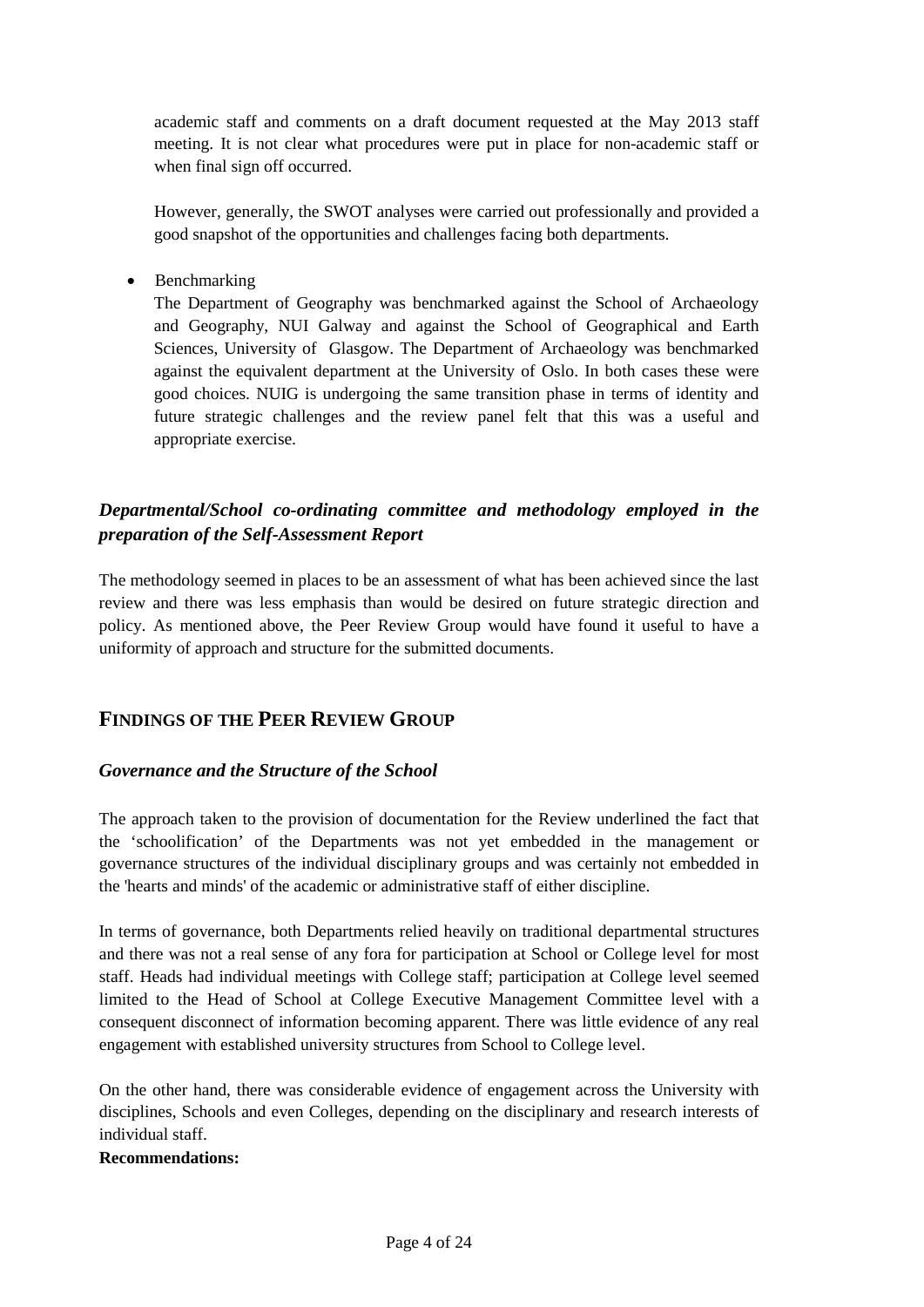academic staff and comments on a draft document requested at the May 2013 staff meeting. It is not clear what procedures were put in place for non-academic staff or when final sign off occurred.

However, generally, the SWOT analyses were carried out professionally and provided a good snapshot of the opportunities and challenges facing both departments.

- Benchmarking

  The Department of Geography was benchmarked against the School of Archaeology and Geography, NUI Galway and against the School of Geographical and Earth Sciences, University of Glasgow. The Department of Archaeology was benchmarked against the equivalent department at the University of Oslo. In both cases these were good choices. NUIG is undergoing the same transition phase in terms of identity and future strategic challenges and the review panel felt that this was a useful and appropriate exercise.

### *Departmental/School co-ordinating committee and methodology employed in the preparation of the Self-Assessment Report*

The methodology seemed in places to be an assessment of what has been achieved since the last review and there was less emphasis than would be desired on future strategic direction and policy. As mentioned above, the Peer Review Group would have found it useful to have a uniformity of approach and structure for the submitted documents.

## FINDINGS OF THE PEER REVIEW GROUP

### *Governance and the Structure of the School*

The approach taken to the provision of documentation for the Review underlined the fact that the 'schoolification' of the Departments was not yet embedded in the management or governance structures of the individual disciplinary groups and was certainly not embedded in the 'hearts and minds' of the academic or administrative staff of either discipline.

In terms of governance, both Departments relied heavily on traditional departmental structures and there was not a real sense of any fora for participation at School or College level for most staff. Heads had individual meetings with College staff; participation at College level seemed limited to the Head of School at College Executive Management Committee level with a consequent disconnect of information becoming apparent. There was little evidence of any real engagement with established university structures from School to College level.

On the other hand, there was considerable evidence of engagement across the University with disciplines, Schools and even Colleges, depending on the disciplinary and research interests of individual staff.

**Recommendations:**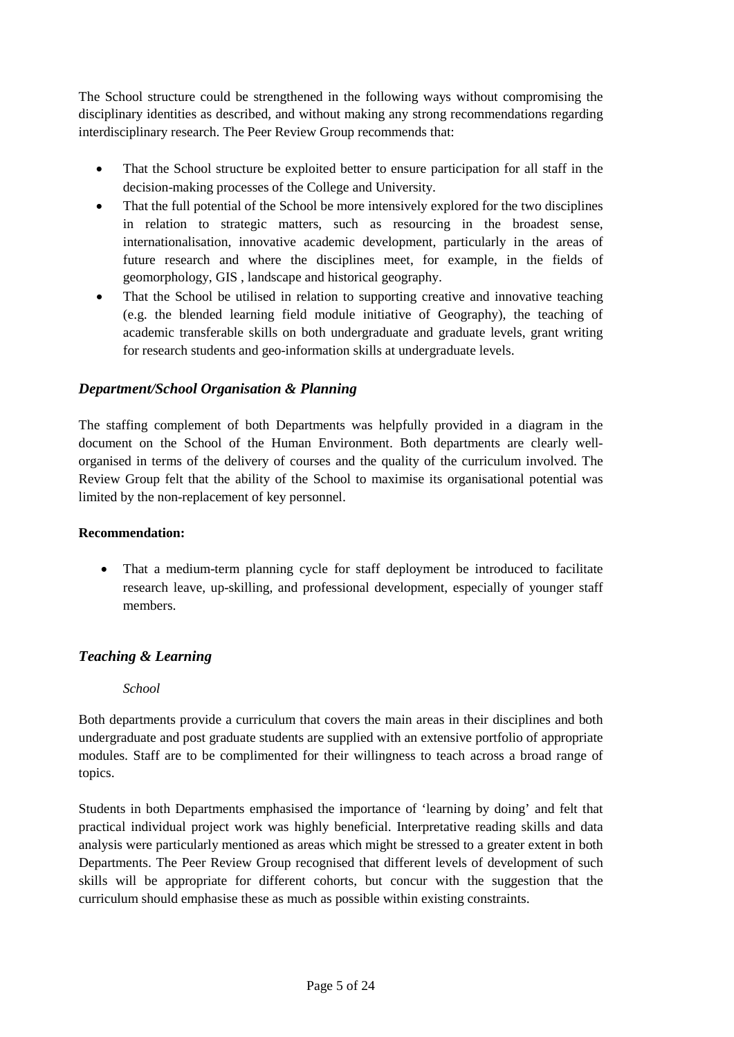The School structure could be strengthened in the following ways without compromising the disciplinary identities as described, and without making any strong recommendations regarding interdisciplinary research. The Peer Review Group recommends that:

- That the School structure be exploited better to ensure participation for all staff in the decision-making processes of the College and University.
- That the full potential of the School be more intensively explored for the two disciplines in relation to strategic matters, such as resourcing in the broadest sense, internationalisation, innovative academic development, particularly in the areas of future research and where the disciplines meet, for example, in the fields of geomorphology, GIS , landscape and historical geography.
- That the School be utilised in relation to supporting creative and innovative teaching (e.g. the blended learning field module initiative of Geography), the teaching of academic transferable skills on both undergraduate and graduate levels, grant writing for research students and geo-information skills at undergraduate levels.

## *Department/School Organisation & Planning*

The staffing complement of both Departments was helpfully provided in a diagram in the document on the School of the Human Environment. Both departments are clearly well-organised in terms of the delivery of courses and the quality of the curriculum involved. The Review Group felt that the ability of the School to maximise its organisational potential was limited by the non-replacement of key personnel.

**Recommendation:**

- That a medium-term planning cycle for staff deployment be introduced to facilitate research leave, up-skilling, and professional development, especially of younger staff members.

## *Teaching & Learning*

*School*

Both departments provide a curriculum that covers the main areas in their disciplines and both undergraduate and post graduate students are supplied with an extensive portfolio of appropriate modules. Staff are to be complimented for their willingness to teach across a broad range of topics.

Students in both Departments emphasised the importance of 'learning by doing' and felt that practical individual project work was highly beneficial. Interpretative reading skills and data analysis were particularly mentioned as areas which might be stressed to a greater extent in both Departments. The Peer Review Group recognised that different levels of development of such skills will be appropriate for different cohorts, but concur with the suggestion that the curriculum should emphasise these as much as possible within existing constraints.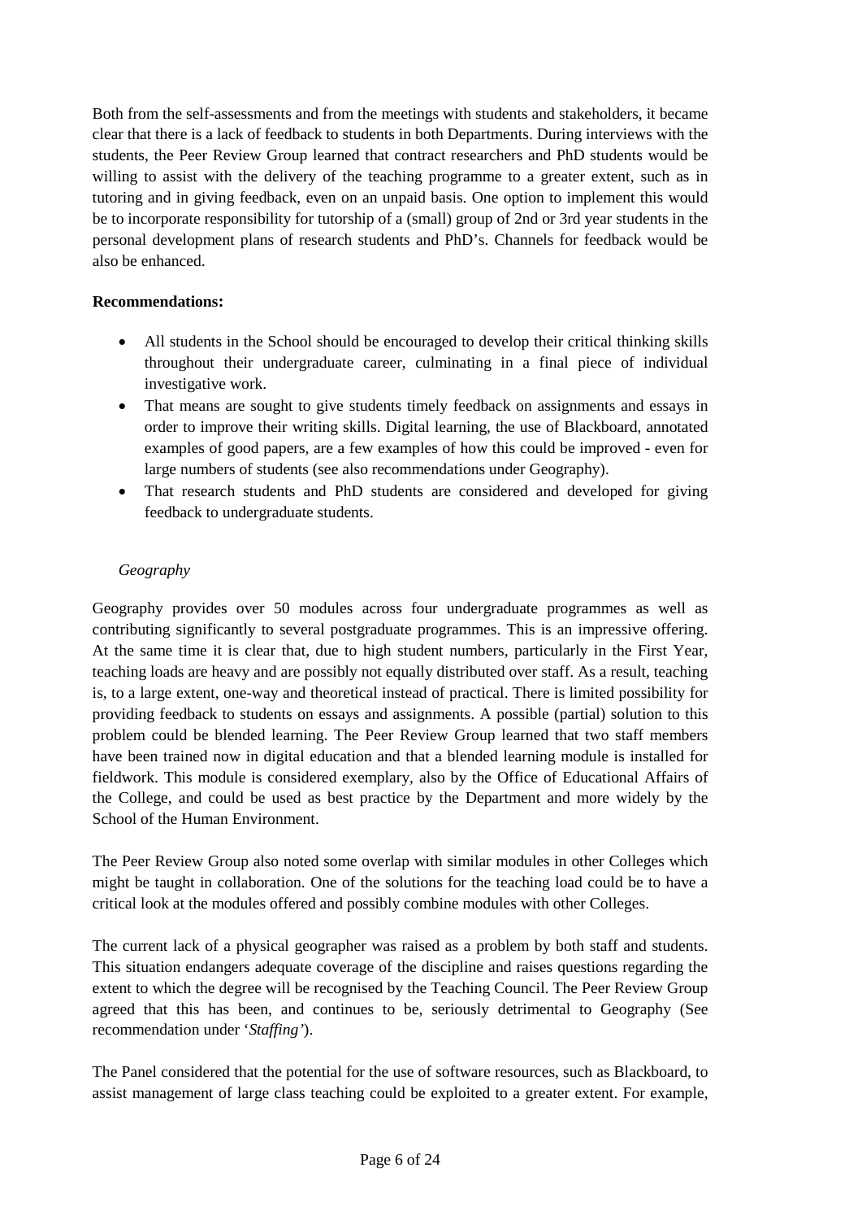Both from the self-assessments and from the meetings with students and stakeholders, it became clear that there is a lack of feedback to students in both Departments. During interviews with the students, the Peer Review Group learned that contract researchers and PhD students would be willing to assist with the delivery of the teaching programme to a greater extent, such as in tutoring and in giving feedback, even on an unpaid basis. One option to implement this would be to incorporate responsibility for tutorship of a (small) group of 2nd or 3rd year students in the personal development plans of research students and PhD's. Channels for feedback would be also be enhanced.

**Recommendations:**

- All students in the School should be encouraged to develop their critical thinking skills throughout their undergraduate career, culminating in a final piece of individual investigative work.
- That means are sought to give students timely feedback on assignments and essays in order to improve their writing skills. Digital learning, the use of Blackboard, annotated examples of good papers, are a few examples of how this could be improved - even for large numbers of students (see also recommendations under Geography).
- That research students and PhD students are considered and developed for giving feedback to undergraduate students.

*Geography*

Geography provides over 50 modules across four undergraduate programmes as well as contributing significantly to several postgraduate programmes. This is an impressive offering. At the same time it is clear that, due to high student numbers, particularly in the First Year, teaching loads are heavy and are possibly not equally distributed over staff. As a result, teaching is, to a large extent, one-way and theoretical instead of practical. There is limited possibility for providing feedback to students on essays and assignments. A possible (partial) solution to this problem could be blended learning. The Peer Review Group learned that two staff members have been trained now in digital education and that a blended learning module is installed for fieldwork. This module is considered exemplary, also by the Office of Educational Affairs of the College, and could be used as best practice by the Department and more widely by the School of the Human Environment.

The Peer Review Group also noted some overlap with similar modules in other Colleges which might be taught in collaboration. One of the solutions for the teaching load could be to have a critical look at the modules offered and possibly combine modules with other Colleges.

The current lack of a physical geographer was raised as a problem by both staff and students. This situation endangers adequate coverage of the discipline and raises questions regarding the extent to which the degree will be recognised by the Teaching Council. The Peer Review Group agreed that this has been, and continues to be, seriously detrimental to Geography (See recommendation under '*Staffing'*).

The Panel considered that the potential for the use of software resources, such as Blackboard, to assist management of large class teaching could be exploited to a greater extent. For example,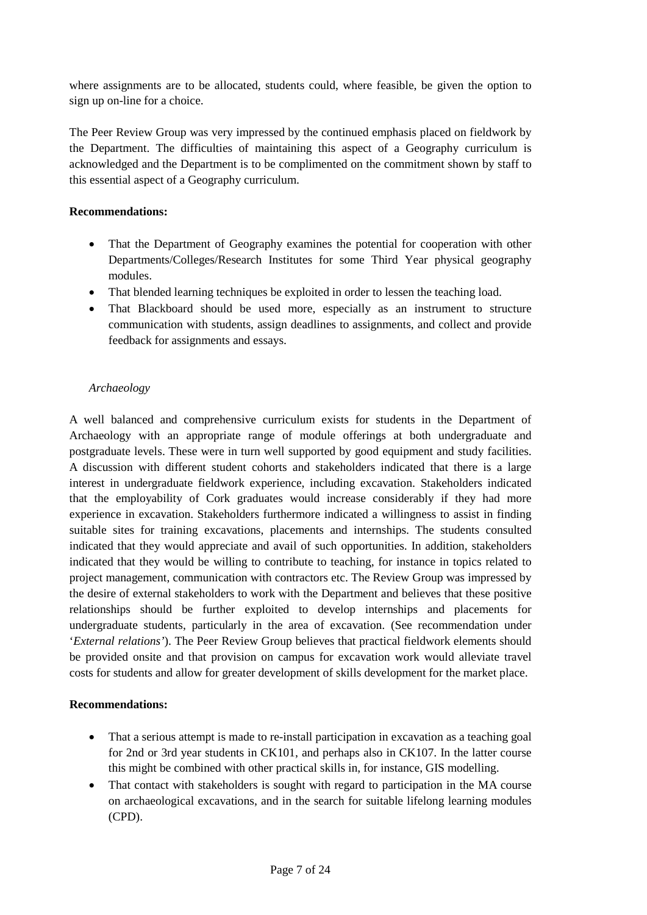where assignments are to be allocated, students could, where feasible, be given the option to sign up on-line for a choice.

The Peer Review Group was very impressed by the continued emphasis placed on fieldwork by the Department. The difficulties of maintaining this aspect of a Geography curriculum is acknowledged and the Department is to be complimented on the commitment shown by staff to this essential aspect of a Geography curriculum.

**Recommendations:**

- That the Department of Geography examines the potential for cooperation with other Departments/Colleges/Research Institutes for some Third Year physical geography modules.
- That blended learning techniques be exploited in order to lessen the teaching load.
- That Blackboard should be used more, especially as an instrument to structure communication with students, assign deadlines to assignments, and collect and provide feedback for assignments and essays.

*Archaeology*

A well balanced and comprehensive curriculum exists for students in the Department of Archaeology with an appropriate range of module offerings at both undergraduate and postgraduate levels. These were in turn well supported by good equipment and study facilities. A discussion with different student cohorts and stakeholders indicated that there is a large interest in undergraduate fieldwork experience, including excavation. Stakeholders indicated that the employability of Cork graduates would increase considerably if they had more experience in excavation. Stakeholders furthermore indicated a willingness to assist in finding suitable sites for training excavations, placements and internships. The students consulted indicated that they would appreciate and avail of such opportunities. In addition, stakeholders indicated that they would be willing to contribute to teaching, for instance in topics related to project management, communication with contractors etc. The Review Group was impressed by the desire of external stakeholders to work with the Department and believes that these positive relationships should be further exploited to develop internships and placements for undergraduate students, particularly in the area of excavation. (See recommendation under '*External relations*'). The Peer Review Group believes that practical fieldwork elements should be provided onsite and that provision on campus for excavation work would alleviate travel costs for students and allow for greater development of skills development for the market place.

**Recommendations:**

- That a serious attempt is made to re-install participation in excavation as a teaching goal for 2nd or 3rd year students in CK101, and perhaps also in CK107. In the latter course this might be combined with other practical skills in, for instance, GIS modelling.
- That contact with stakeholders is sought with regard to participation in the MA course on archaeological excavations, and in the search for suitable lifelong learning modules (CPD).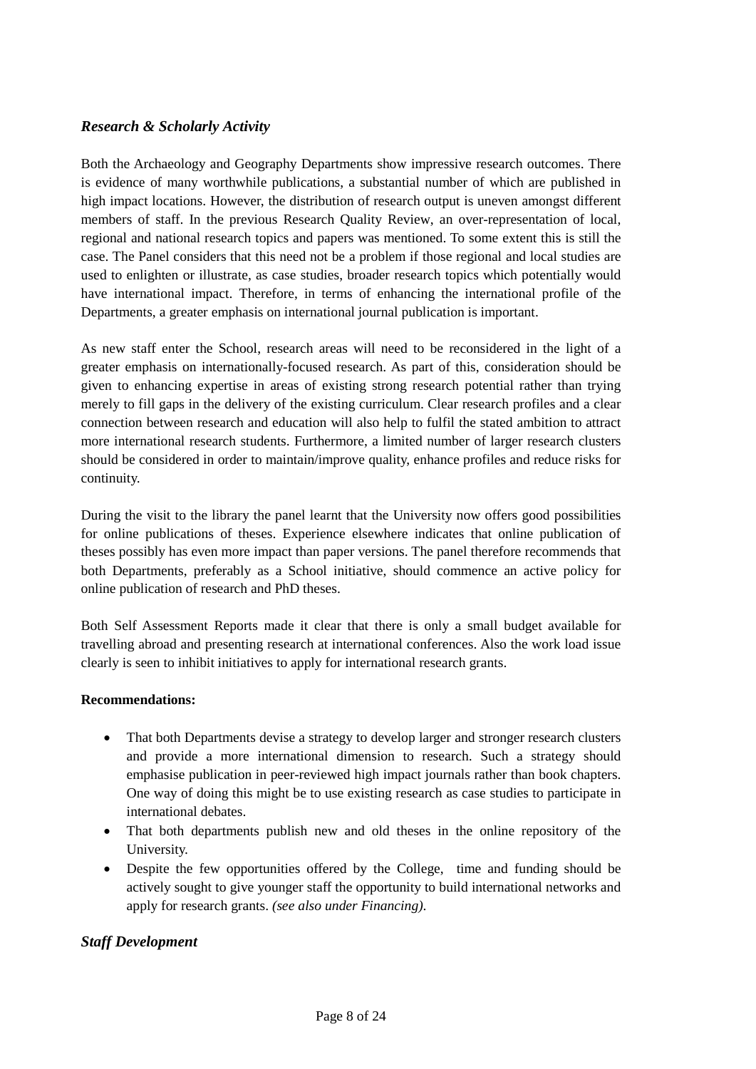### *Research & Scholarly Activity*

Both the Archaeology and Geography Departments show impressive research outcomes. There is evidence of many worthwhile publications, a substantial number of which are published in high impact locations. However, the distribution of research output is uneven amongst different members of staff. In the previous Research Quality Review, an over-representation of local, regional and national research topics and papers was mentioned. To some extent this is still the case. The Panel considers that this need not be a problem if those regional and local studies are used to enlighten or illustrate, as case studies, broader research topics which potentially would have international impact. Therefore, in terms of enhancing the international profile of the Departments, a greater emphasis on international journal publication is important.

As new staff enter the School, research areas will need to be reconsidered in the light of a greater emphasis on internationally-focused research. As part of this, consideration should be given to enhancing expertise in areas of existing strong research potential rather than trying merely to fill gaps in the delivery of the existing curriculum. Clear research profiles and a clear connection between research and education will also help to fulfil the stated ambition to attract more international research students. Furthermore, a limited number of larger research clusters should be considered in order to maintain/improve quality, enhance profiles and reduce risks for continuity.

During the visit to the library the panel learnt that the University now offers good possibilities for online publications of theses. Experience elsewhere indicates that online publication of theses possibly has even more impact than paper versions. The panel therefore recommends that both Departments, preferably as a School initiative, should commence an active policy for online publication of research and PhD theses.

Both Self Assessment Reports made it clear that there is only a small budget available for travelling abroad and presenting research at international conferences. Also the work load issue clearly is seen to inhibit initiatives to apply for international research grants.

**Recommendations:**

- That both Departments devise a strategy to develop larger and stronger research clusters and provide a more international dimension to research. Such a strategy should emphasise publication in peer-reviewed high impact journals rather than book chapters. One way of doing this might be to use existing research as case studies to participate in international debates.
- That both departments publish new and old theses in the online repository of the University.
- Despite the few opportunities offered by the College, time and funding should be actively sought to give younger staff the opportunity to build international networks and apply for research grants. *(see also under Financing).*

### *Staff Development*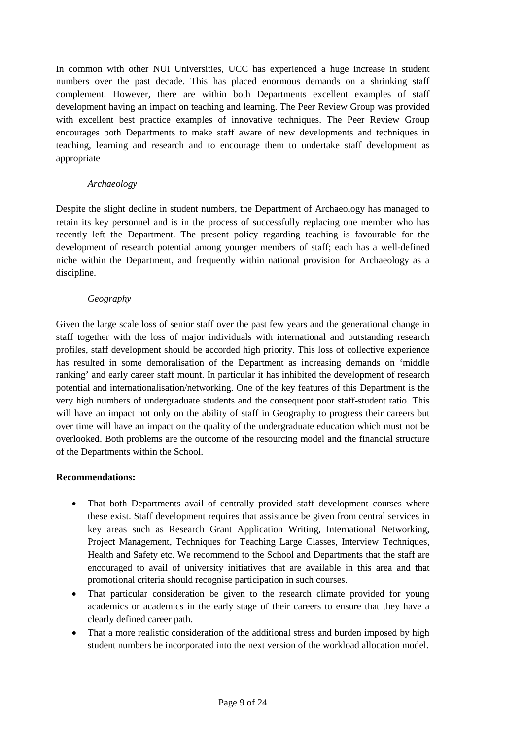In common with other NUI Universities, UCC has experienced a huge increase in student numbers over the past decade. This has placed enormous demands on a shrinking staff complement. However, there are within both Departments excellent examples of staff development having an impact on teaching and learning. The Peer Review Group was provided with excellent best practice examples of innovative techniques. The Peer Review Group encourages both Departments to make staff aware of new developments and techniques in teaching, learning and research and to encourage them to undertake staff development as appropriate

*Archaeology*

Despite the slight decline in student numbers, the Department of Archaeology has managed to retain its key personnel and is in the process of successfully replacing one member who has recently left the Department. The present policy regarding teaching is favourable for the development of research potential among younger members of staff; each has a well-defined niche within the Department, and frequently within national provision for Archaeology as a discipline.

*Geography*

Given the large scale loss of senior staff over the past few years and the generational change in staff together with the loss of major individuals with international and outstanding research profiles, staff development should be accorded high priority. This loss of collective experience has resulted in some demoralisation of the Department as increasing demands on 'middle ranking' and early career staff mount. In particular it has inhibited the development of research potential and internationalisation/networking. One of the key features of this Department is the very high numbers of undergraduate students and the consequent poor staff-student ratio. This will have an impact not only on the ability of staff in Geography to progress their careers but over time will have an impact on the quality of the undergraduate education which must not be overlooked. Both problems are the outcome of the resourcing model and the financial structure of the Departments within the School.

**Recommendations:**

- That both Departments avail of centrally provided staff development courses where these exist. Staff development requires that assistance be given from central services in key areas such as Research Grant Application Writing, International Networking, Project Management, Techniques for Teaching Large Classes, Interview Techniques, Health and Safety etc. We recommend to the School and Departments that the staff are encouraged to avail of university initiatives that are available in this area and that promotional criteria should recognise participation in such courses.
- That particular consideration be given to the research climate provided for young academics or academics in the early stage of their careers to ensure that they have a clearly defined career path.
- That a more realistic consideration of the additional stress and burden imposed by high student numbers be incorporated into the next version of the workload allocation model.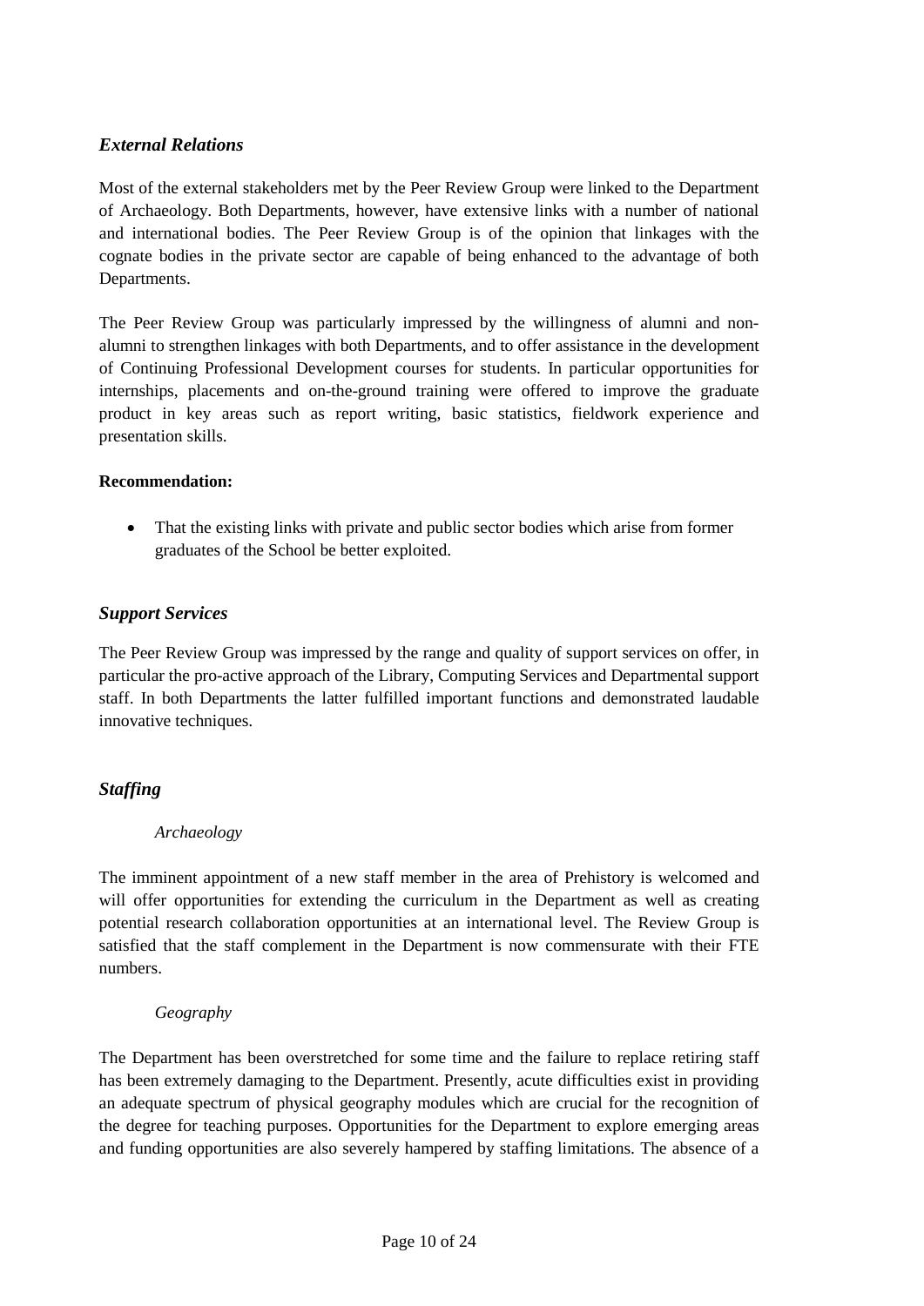## *External Relations*

Most of the external stakeholders met by the Peer Review Group were linked to the Department of Archaeology. Both Departments, however, have extensive links with a number of national and international bodies. The Peer Review Group is of the opinion that linkages with the cognate bodies in the private sector are capable of being enhanced to the advantage of both Departments.

The Peer Review Group was particularly impressed by the willingness of alumni and non-alumni to strengthen linkages with both Departments, and to offer assistance in the development of Continuing Professional Development courses for students. In particular opportunities for internships, placements and on-the-ground training were offered to improve the graduate product in key areas such as report writing, basic statistics, fieldwork experience and presentation skills.

**Recommendation:**

- That the existing links with private and public sector bodies which arise from former graduates of the School be better exploited.

## *Support Services*

The Peer Review Group was impressed by the range and quality of support services on offer, in particular the pro-active approach of the Library, Computing Services and Departmental support staff. In both Departments the latter fulfilled important functions and demonstrated laudable innovative techniques.

## *Staffing*

*Archaeology*

The imminent appointment of a new staff member in the area of Prehistory is welcomed and will offer opportunities for extending the curriculum in the Department as well as creating potential research collaboration opportunities at an international level. The Review Group is satisfied that the staff complement in the Department is now commensurate with their FTE numbers.

*Geography*

The Department has been overstretched for some time and the failure to replace retiring staff has been extremely damaging to the Department. Presently, acute difficulties exist in providing an adequate spectrum of physical geography modules which are crucial for the recognition of the degree for teaching purposes. Opportunities for the Department to explore emerging areas and funding opportunities are also severely hampered by staffing limitations. The absence of a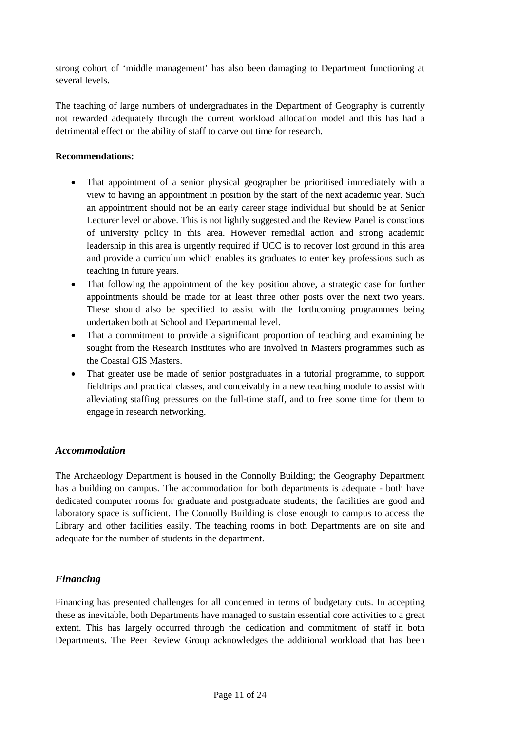strong cohort of 'middle management' has also been damaging to Department functioning at several levels.

The teaching of large numbers of undergraduates in the Department of Geography is currently not rewarded adequately through the current workload allocation model and this has had a detrimental effect on the ability of staff to carve out time for research.

**Recommendations:**

- That appointment of a senior physical geographer be prioritised immediately with a view to having an appointment in position by the start of the next academic year. Such an appointment should not be an early career stage individual but should be at Senior Lecturer level or above. This is not lightly suggested and the Review Panel is conscious of university policy in this area. However remedial action and strong academic leadership in this area is urgently required if UCC is to recover lost ground in this area and provide a curriculum which enables its graduates to enter key professions such as teaching in future years.
- That following the appointment of the key position above, a strategic case for further appointments should be made for at least three other posts over the next two years. These should also be specified to assist with the forthcoming programmes being undertaken both at School and Departmental level.
- That a commitment to provide a significant proportion of teaching and examining be sought from the Research Institutes who are involved in Masters programmes such as the Coastal GIS Masters.
- That greater use be made of senior postgraduates in a tutorial programme, to support fieldtrips and practical classes, and conceivably in a new teaching module to assist with alleviating staffing pressures on the full-time staff, and to free some time for them to engage in research networking.

### *Accommodation*

The Archaeology Department is housed in the Connolly Building; the Geography Department has a building on campus. The accommodation for both departments is adequate - both have dedicated computer rooms for graduate and postgraduate students; the facilities are good and laboratory space is sufficient. The Connolly Building is close enough to campus to access the Library and other facilities easily. The teaching rooms in both Departments are on site and adequate for the number of students in the department.

### *Financing*

Financing has presented challenges for all concerned in terms of budgetary cuts. In accepting these as inevitable, both Departments have managed to sustain essential core activities to a great extent. This has largely occurred through the dedication and commitment of staff in both Departments. The Peer Review Group acknowledges the additional workload that has been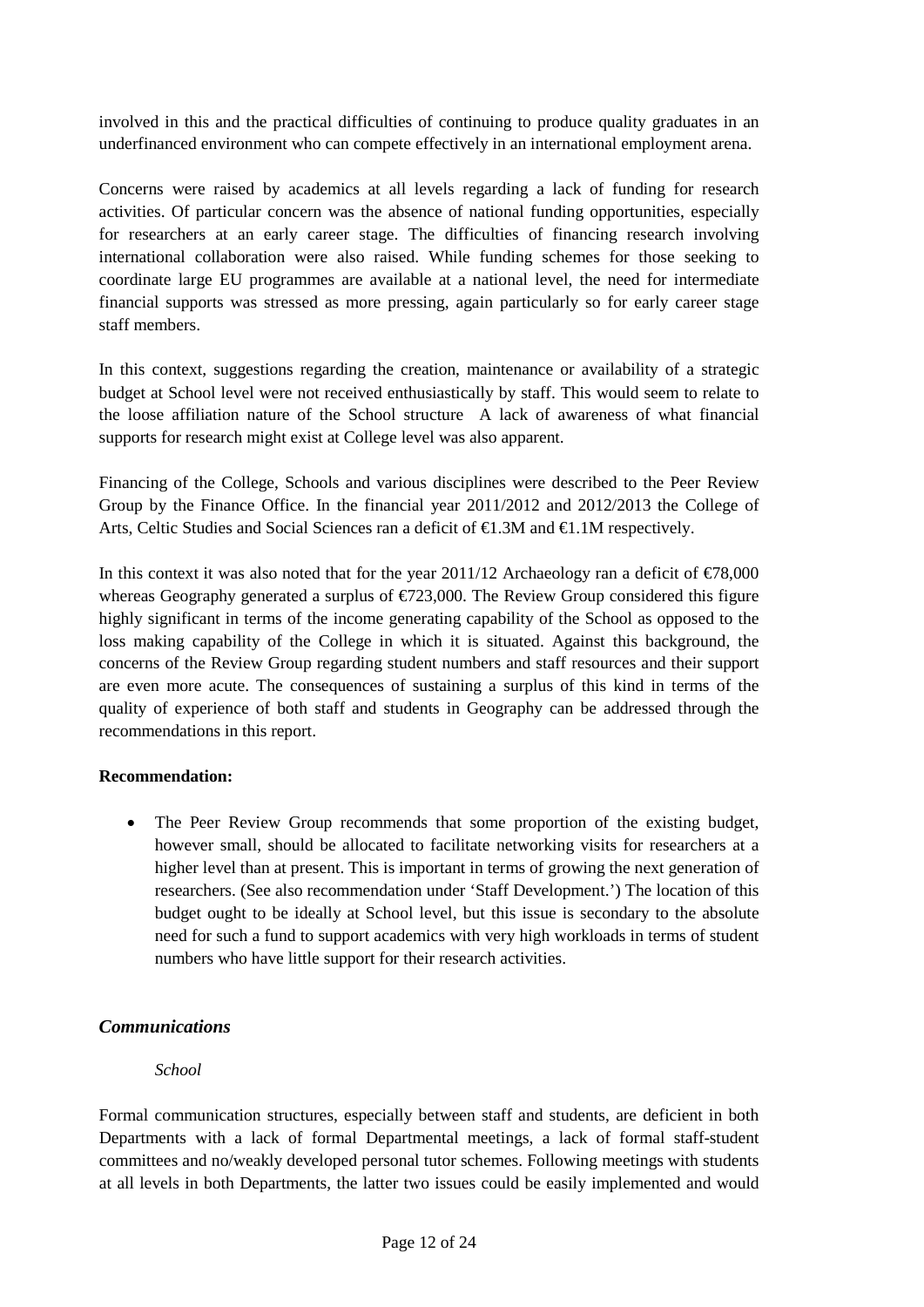involved in this and the practical difficulties of continuing to produce quality graduates in an underfinanced environment who can compete effectively in an international employment arena.

Concerns were raised by academics at all levels regarding a lack of funding for research activities. Of particular concern was the absence of national funding opportunities, especially for researchers at an early career stage. The difficulties of financing research involving international collaboration were also raised. While funding schemes for those seeking to coordinate large EU programmes are available at a national level, the need for intermediate financial supports was stressed as more pressing, again particularly so for early career stage staff members.

In this context, suggestions regarding the creation, maintenance or availability of a strategic budget at School level were not received enthusiastically by staff. This would seem to relate to the loose affiliation nature of the School structure  A lack of awareness of what financial supports for research might exist at College level was also apparent.

Financing of the College, Schools and various disciplines were described to the Peer Review Group by the Finance Office. In the financial year 2011/2012 and 2012/2013 the College of Arts, Celtic Studies and Social Sciences ran a deficit of €1.3M and €1.1M respectively.

In this context it was also noted that for the year 2011/12 Archaeology ran a deficit of €78,000 whereas Geography generated a surplus of €723,000. The Review Group considered this figure highly significant in terms of the income generating capability of the School as opposed to the loss making capability of the College in which it is situated. Against this background, the concerns of the Review Group regarding student numbers and staff resources and their support are even more acute. The consequences of sustaining a surplus of this kind in terms of the quality of experience of both staff and students in Geography can be addressed through the recommendations in this report.

**Recommendation:**

- The Peer Review Group recommends that some proportion of the existing budget, however small, should be allocated to facilitate networking visits for researchers at a higher level than at present. This is important in terms of growing the next generation of researchers. (See also recommendation under 'Staff Development.') The location of this budget ought to be ideally at School level, but this issue is secondary to the absolute need for such a fund to support academics with very high workloads in terms of student numbers who have little support for their research activities.

## *Communications*

### *School*

Formal communication structures, especially between staff and students, are deficient in both Departments with a lack of formal Departmental meetings, a lack of formal staff-student committees and no/weakly developed personal tutor schemes. Following meetings with students at all levels in both Departments, the latter two issues could be easily implemented and would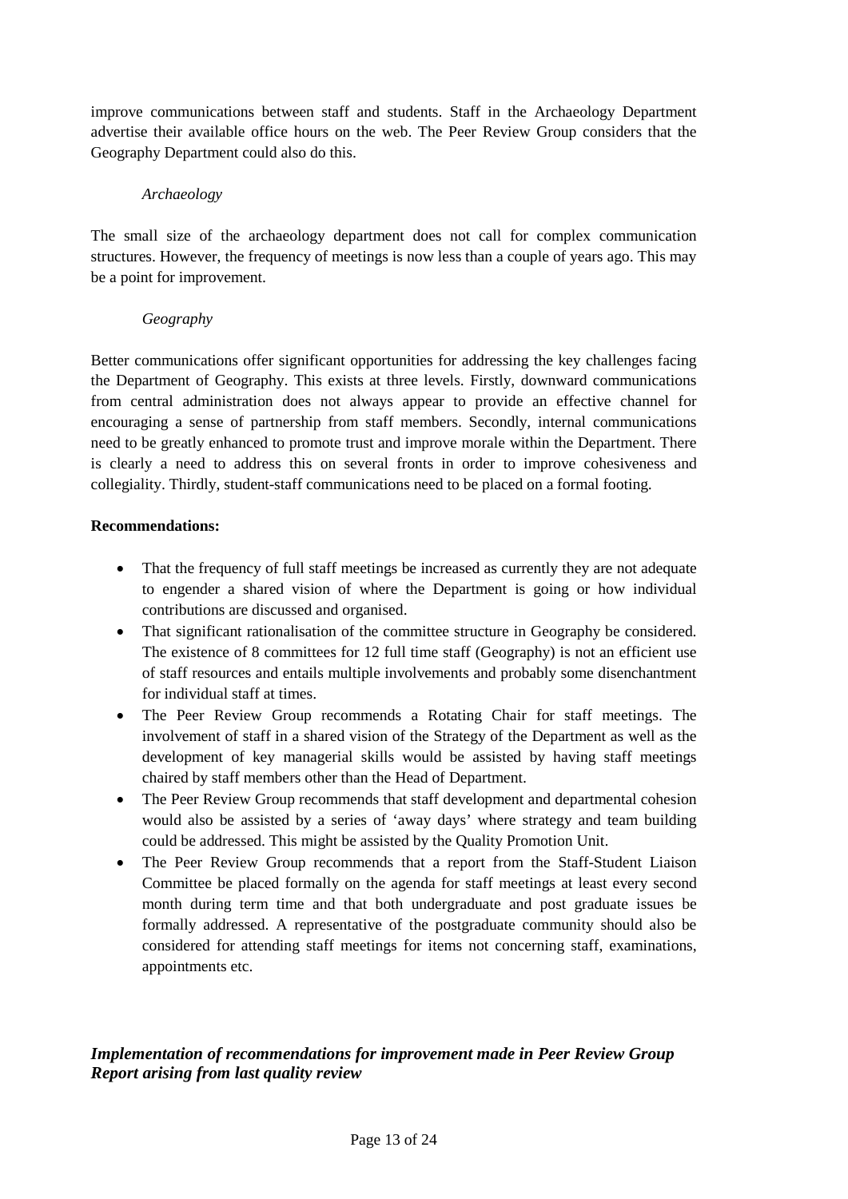improve communications between staff and students. Staff in the Archaeology Department advertise their available office hours on the web. The Peer Review Group considers that the Geography Department could also do this.

*Archaeology*

The small size of the archaeology department does not call for complex communication structures. However, the frequency of meetings is now less than a couple of years ago. This may be a point for improvement.

*Geography*

Better communications offer significant opportunities for addressing the key challenges facing the Department of Geography. This exists at three levels. Firstly, downward communications from central administration does not always appear to provide an effective channel for encouraging a sense of partnership from staff members. Secondly, internal communications need to be greatly enhanced to promote trust and improve morale within the Department. There is clearly a need to address this on several fronts in order to improve cohesiveness and collegiality. Thirdly, student-staff communications need to be placed on a formal footing.

**Recommendations:**

- That the frequency of full staff meetings be increased as currently they are not adequate to engender a shared vision of where the Department is going or how individual contributions are discussed and organised.
- That significant rationalisation of the committee structure in Geography be considered. The existence of 8 committees for 12 full time staff (Geography) is not an efficient use of staff resources and entails multiple involvements and probably some disenchantment for individual staff at times.
- The Peer Review Group recommends a Rotating Chair for staff meetings. The involvement of staff in a shared vision of the Strategy of the Department as well as the development of key managerial skills would be assisted by having staff meetings chaired by staff members other than the Head of Department.
- The Peer Review Group recommends that staff development and departmental cohesion would also be assisted by a series of 'away days' where strategy and team building could be addressed. This might be assisted by the Quality Promotion Unit.
- The Peer Review Group recommends that a report from the Staff-Student Liaison Committee be placed formally on the agenda for staff meetings at least every second month during term time and that both undergraduate and post graduate issues be formally addressed. A representative of the postgraduate community should also be considered for attending staff meetings for items not concerning staff, examinations, appointments etc.

### *Implementation of recommendations for improvement made in Peer Review Group Report arising from last quality review*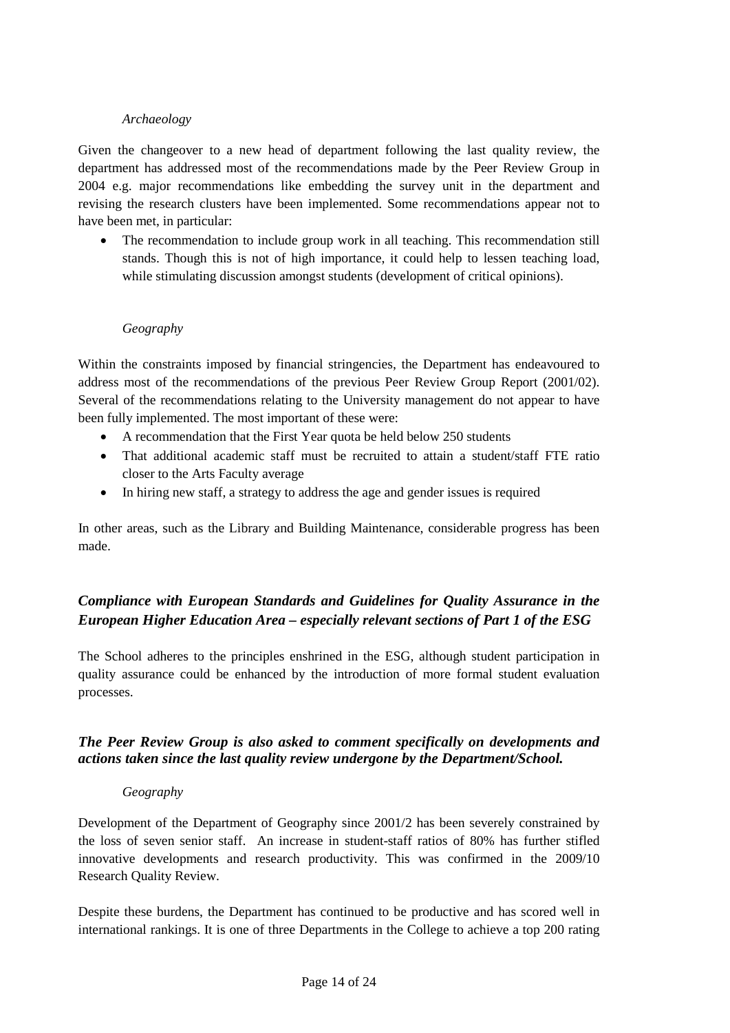*Archaeology*

Given the changeover to a new head of department following the last quality review, the department has addressed most of the recommendations made by the Peer Review Group in 2004 e.g. major recommendations like embedding the survey unit in the department and revising the research clusters have been implemented. Some recommendations appear not to have been met, in particular:

- The recommendation to include group work in all teaching. This recommendation still stands. Though this is not of high importance, it could help to lessen teaching load, while stimulating discussion amongst students (development of critical opinions).

*Geography*

Within the constraints imposed by financial stringencies, the Department has endeavoured to address most of the recommendations of the previous Peer Review Group Report (2001/02). Several of the recommendations relating to the University management do not appear to have been fully implemented. The most important of these were:

- A recommendation that the First Year quota be held below 250 students
- That additional academic staff must be recruited to attain a student/staff FTE ratio closer to the Arts Faculty average
- In hiring new staff, a strategy to address the age and gender issues is required

In other areas, such as the Library and Building Maintenance, considerable progress has been made.

### *Compliance with European Standards and Guidelines for Quality Assurance in the European Higher Education Area – especially relevant sections of Part 1 of the ESG*

The School adheres to the principles enshrined in the ESG, although student participation in quality assurance could be enhanced by the introduction of more formal student evaluation processes.

### *The Peer Review Group is also asked to comment specifically on developments and actions taken since the last quality review undergone by the Department/School.*

*Geography*

Development of the Department of Geography since 2001/2 has been severely constrained by the loss of seven senior staff. An increase in student-staff ratios of 80% has further stifled innovative developments and research productivity. This was confirmed in the 2009/10 Research Quality Review.

Despite these burdens, the Department has continued to be productive and has scored well in international rankings. It is one of three Departments in the College to achieve a top 200 rating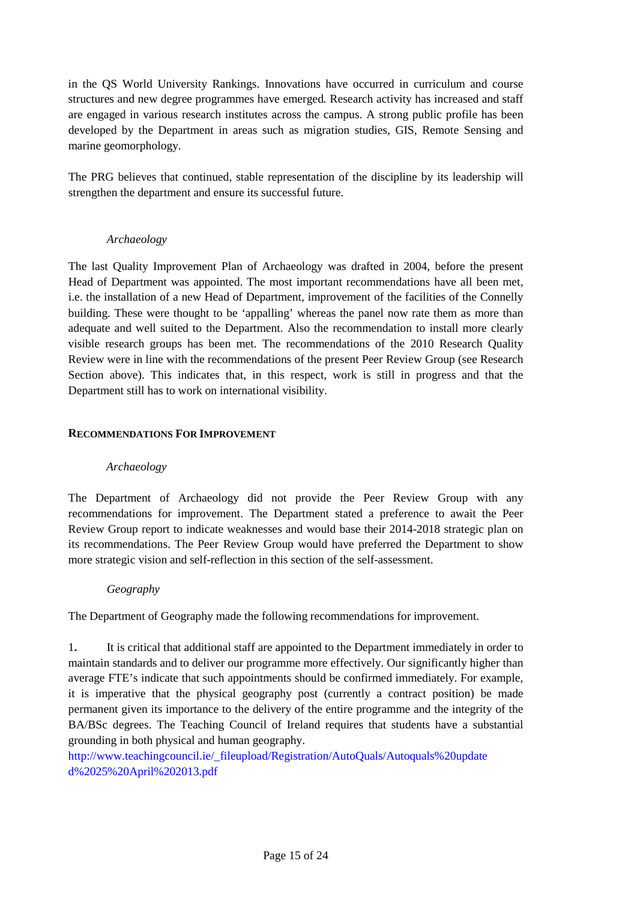in the QS World University Rankings. Innovations have occurred in curriculum and course structures and new degree programmes have emerged. Research activity has increased and staff are engaged in various research institutes across the campus. A strong public profile has been developed by the Department in areas such as migration studies, GIS, Remote Sensing and marine geomorphology.

The PRG believes that continued, stable representation of the discipline by its leadership will strengthen the department and ensure its successful future.

*Archaeology*

The last Quality Improvement Plan of Archaeology was drafted in 2004, before the present Head of Department was appointed. The most important recommendations have all been met, i.e. the installation of a new Head of Department, improvement of the facilities of the Connelly building. These were thought to be 'appalling' whereas the panel now rate them as more than adequate and well suited to the Department. Also the recommendation to install more clearly visible research groups has been met. The recommendations of the 2010 Research Quality Review were in line with the recommendations of the present Peer Review Group (see Research Section above). This indicates that, in this respect, work is still in progress and that the Department still has to work on international visibility.

## RECOMMENDATIONS FOR IMPROVEMENT

*Archaeology*

The Department of Archaeology did not provide the Peer Review Group with any recommendations for improvement. The Department stated a preference to await the Peer Review Group report to indicate weaknesses and would base their 2014-2018 strategic plan on its recommendations. The Peer Review Group would have preferred the Department to show more strategic vision and self-reflection in this section of the self-assessment.

*Geography*

The Department of Geography made the following recommendations for improvement.

1. It is critical that additional staff are appointed to the Department immediately in order to maintain standards and to deliver our programme more effectively. Our significantly higher than average FTE's indicate that such appointments should be confirmed immediately. For example, it is imperative that the physical geography post (currently a contract position) be made permanent given its importance to the delivery of the entire programme and the integrity of the BA/BSc degrees. The Teaching Council of Ireland requires that students have a substantial grounding in both physical and human geography.
http://www.teachingcouncil.ie/_fileupload/Registration/AutoQuals/Autoquals%20updated%2025%20April%202013.pdf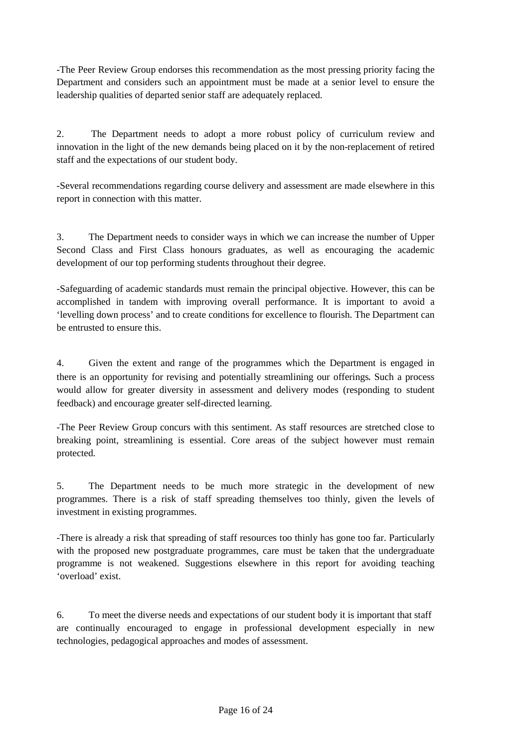-The Peer Review Group endorses this recommendation as the most pressing priority facing the Department and considers such an appointment must be made at a senior level to ensure the leadership qualities of departed senior staff are adequately replaced.

2. The Department needs to adopt a more robust policy of curriculum review and innovation in the light of the new demands being placed on it by the non-replacement of retired staff and the expectations of our student body.

-Several recommendations regarding course delivery and assessment are made elsewhere in this report in connection with this matter.

3. The Department needs to consider ways in which we can increase the number of Upper Second Class and First Class honours graduates, as well as encouraging the academic development of our top performing students throughout their degree.

-Safeguarding of academic standards must remain the principal objective. However, this can be accomplished in tandem with improving overall performance. It is important to avoid a 'levelling down process' and to create conditions for excellence to flourish. The Department can be entrusted to ensure this.

4. Given the extent and range of the programmes which the Department is engaged in there is an opportunity for revising and potentially streamlining our offerings. Such a process would allow for greater diversity in assessment and delivery modes (responding to student feedback) and encourage greater self-directed learning.

-The Peer Review Group concurs with this sentiment. As staff resources are stretched close to breaking point, streamlining is essential. Core areas of the subject however must remain protected.

5. The Department needs to be much more strategic in the development of new programmes. There is a risk of staff spreading themselves too thinly, given the levels of investment in existing programmes.

-There is already a risk that spreading of staff resources too thinly has gone too far. Particularly with the proposed new postgraduate programmes, care must be taken that the undergraduate programme is not weakened. Suggestions elsewhere in this report for avoiding teaching 'overload' exist.

6. To meet the diverse needs and expectations of our student body it is important that staff are continually encouraged to engage in professional development especially in new technologies, pedagogical approaches and modes of assessment.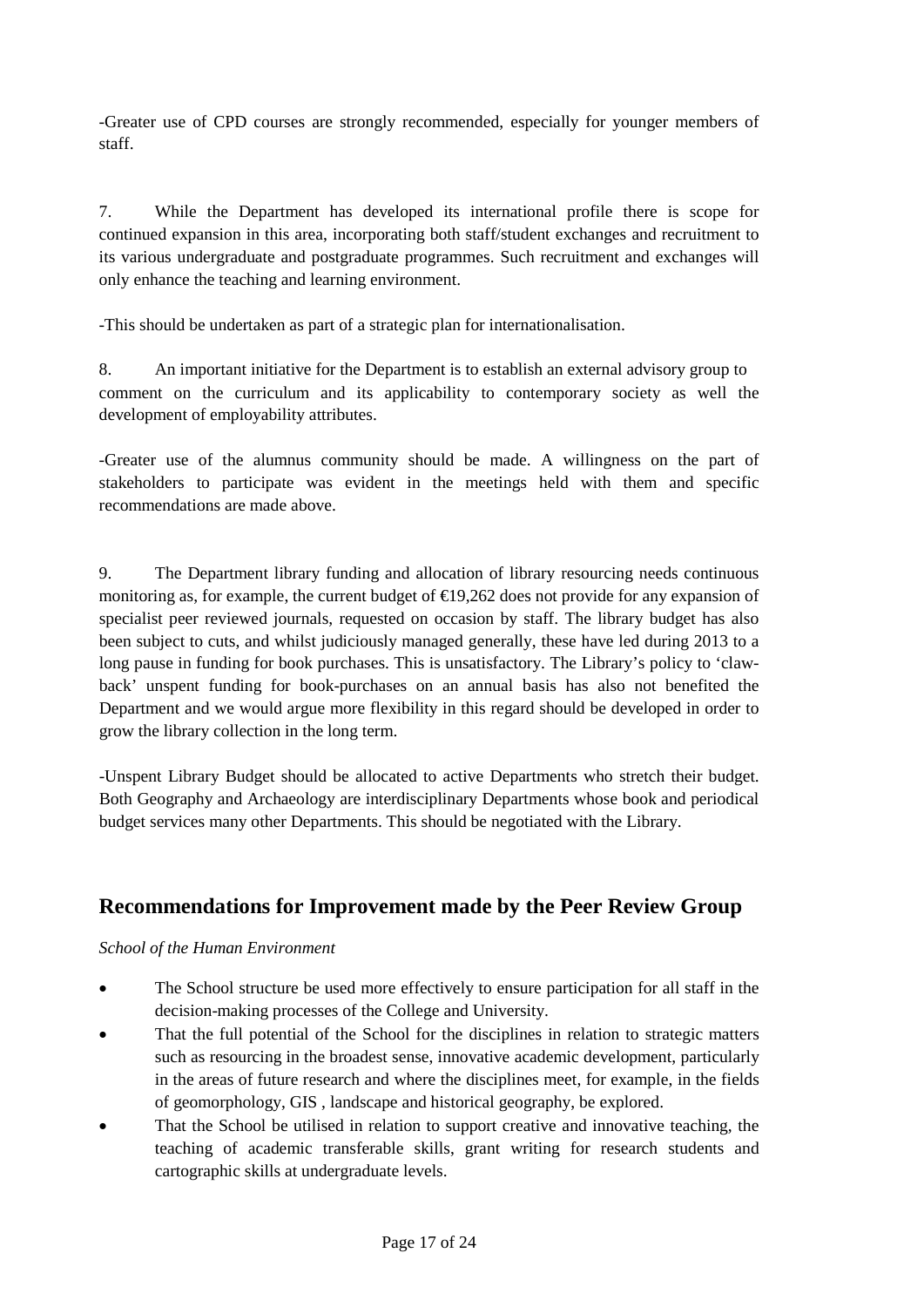-Greater use of CPD courses are strongly recommended, especially for younger members of staff.

7. While the Department has developed its international profile there is scope for continued expansion in this area, incorporating both staff/student exchanges and recruitment to its various undergraduate and postgraduate programmes. Such recruitment and exchanges will only enhance the teaching and learning environment.

-This should be undertaken as part of a strategic plan for internationalisation.

8. An important initiative for the Department is to establish an external advisory group to comment on the curriculum and its applicability to contemporary society as well the development of employability attributes.

-Greater use of the alumnus community should be made. A willingness on the part of stakeholders to participate was evident in the meetings held with them and specific recommendations are made above.

9. The Department library funding and allocation of library resourcing needs continuous monitoring as, for example, the current budget of €19,262 does not provide for any expansion of specialist peer reviewed journals, requested on occasion by staff. The library budget has also been subject to cuts, and whilst judiciously managed generally, these have led during 2013 to a long pause in funding for book purchases. This is unsatisfactory. The Library's policy to 'claw-back' unspent funding for book-purchases on an annual basis has also not benefited the Department and we would argue more flexibility in this regard should be developed in order to grow the library collection in the long term.

-Unspent Library Budget should be allocated to active Departments who stretch their budget. Both Geography and Archaeology are interdisciplinary Departments whose book and periodical budget services many other Departments. This should be negotiated with the Library.

## Recommendations for Improvement made by the Peer Review Group

*School of the Human Environment*

- The School structure be used more effectively to ensure participation for all staff in the decision-making processes of the College and University.
- That the full potential of the School for the disciplines in relation to strategic matters such as resourcing in the broadest sense, innovative academic development, particularly in the areas of future research and where the disciplines meet, for example, in the fields of geomorphology, GIS , landscape and historical geography, be explored.
- That the School be utilised in relation to support creative and innovative teaching, the teaching of academic transferable skills, grant writing for research students and cartographic skills at undergraduate levels.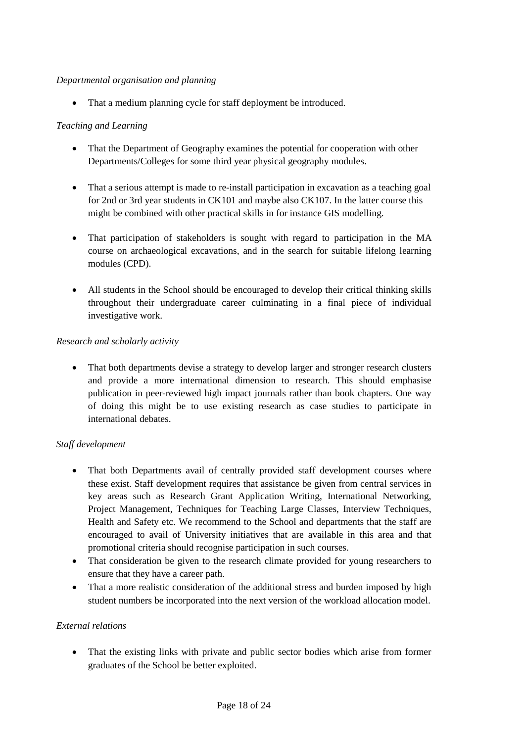*Departmental organisation and planning*

- That a medium planning cycle for staff deployment be introduced.

*Teaching and Learning*

- That the Department of Geography examines the potential for cooperation with other Departments/Colleges for some third year physical geography modules.

- That a serious attempt is made to re-install participation in excavation as a teaching goal for 2nd or 3rd year students in CK101 and maybe also CK107. In the latter course this might be combined with other practical skills in for instance GIS modelling.

- That participation of stakeholders is sought with regard to participation in the MA course on archaeological excavations, and in the search for suitable lifelong learning modules (CPD).

- All students in the School should be encouraged to develop their critical thinking skills throughout their undergraduate career culminating in a final piece of individual investigative work.

*Research and scholarly activity*

- That both departments devise a strategy to develop larger and stronger research clusters and provide a more international dimension to research. This should emphasise publication in peer-reviewed high impact journals rather than book chapters. One way of doing this might be to use existing research as case studies to participate in international debates.

*Staff development*

- That both Departments avail of centrally provided staff development courses where these exist. Staff development requires that assistance be given from central services in key areas such as Research Grant Application Writing, International Networking, Project Management, Techniques for Teaching Large Classes, Interview Techniques, Health and Safety etc. We recommend to the School and departments that the staff are encouraged to avail of University initiatives that are available in this area and that promotional criteria should recognise participation in such courses.
- That consideration be given to the research climate provided for young researchers to ensure that they have a career path.
- That a more realistic consideration of the additional stress and burden imposed by high student numbers be incorporated into the next version of the workload allocation model.

*External relations*

- That the existing links with private and public sector bodies which arise from former graduates of the School be better exploited.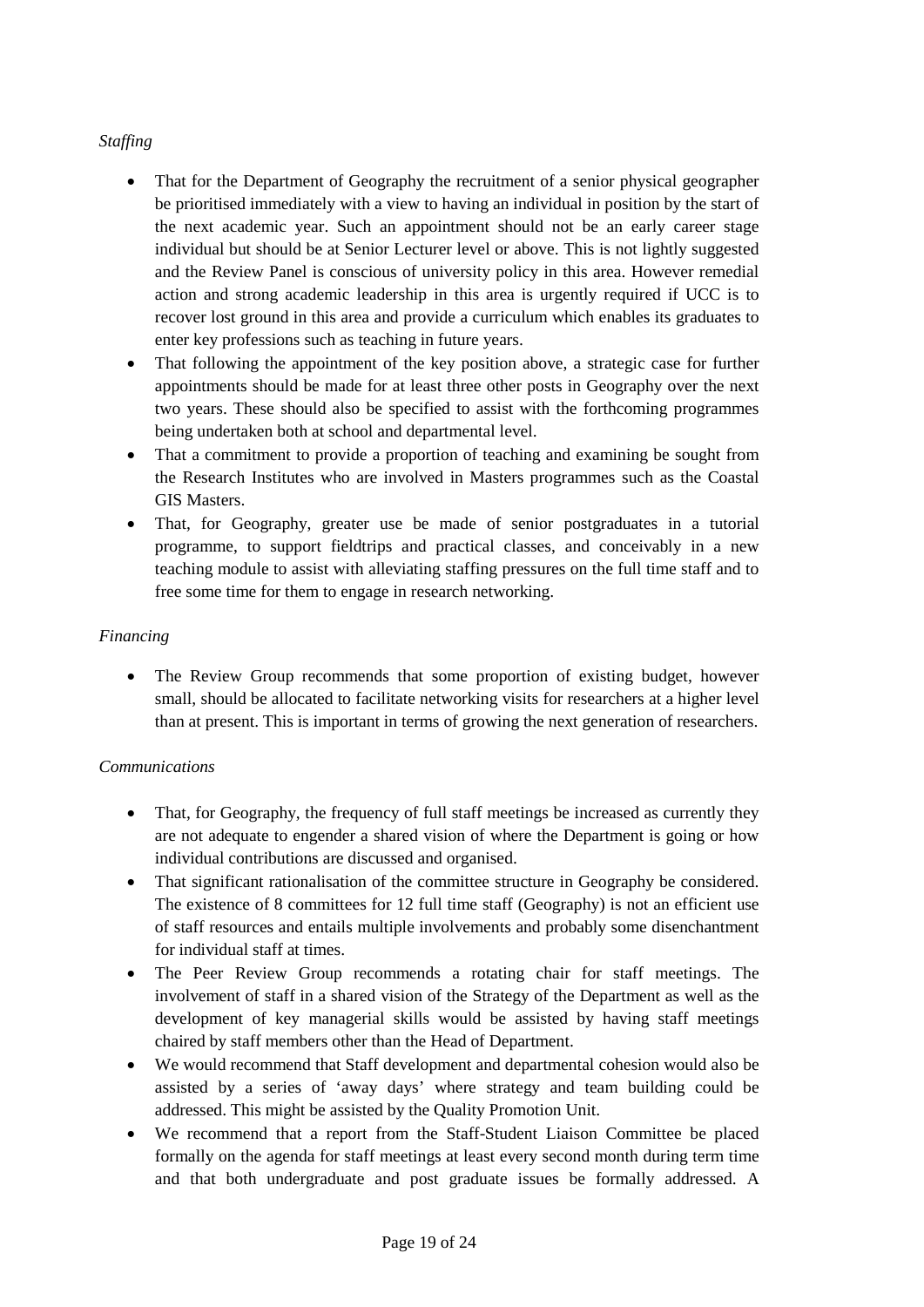*Staffing*

- That for the Department of Geography the recruitment of a senior physical geographer be prioritised immediately with a view to having an individual in position by the start of the next academic year. Such an appointment should not be an early career stage individual but should be at Senior Lecturer level or above. This is not lightly suggested and the Review Panel is conscious of university policy in this area. However remedial action and strong academic leadership in this area is urgently required if UCC is to recover lost ground in this area and provide a curriculum which enables its graduates to enter key professions such as teaching in future years.
- That following the appointment of the key position above, a strategic case for further appointments should be made for at least three other posts in Geography over the next two years. These should also be specified to assist with the forthcoming programmes being undertaken both at school and departmental level.
- That a commitment to provide a proportion of teaching and examining be sought from the Research Institutes who are involved in Masters programmes such as the Coastal GIS Masters.
- That, for Geography, greater use be made of senior postgraduates in a tutorial programme, to support fieldtrips and practical classes, and conceivably in a new teaching module to assist with alleviating staffing pressures on the full time staff and to free some time for them to engage in research networking.

*Financing*

- The Review Group recommends that some proportion of existing budget, however small, should be allocated to facilitate networking visits for researchers at a higher level than at present. This is important in terms of growing the next generation of researchers.

*Communications*

- That, for Geography, the frequency of full staff meetings be increased as currently they are not adequate to engender a shared vision of where the Department is going or how individual contributions are discussed and organised.
- That significant rationalisation of the committee structure in Geography be considered. The existence of 8 committees for 12 full time staff (Geography) is not an efficient use of staff resources and entails multiple involvements and probably some disenchantment for individual staff at times.
- The Peer Review Group recommends a rotating chair for staff meetings. The involvement of staff in a shared vision of the Strategy of the Department as well as the development of key managerial skills would be assisted by having staff meetings chaired by staff members other than the Head of Department.
- We would recommend that Staff development and departmental cohesion would also be assisted by a series of 'away days' where strategy and team building could be addressed. This might be assisted by the Quality Promotion Unit.
- We recommend that a report from the Staff-Student Liaison Committee be placed formally on the agenda for staff meetings at least every second month during term time and that both undergraduate and post graduate issues be formally addressed. A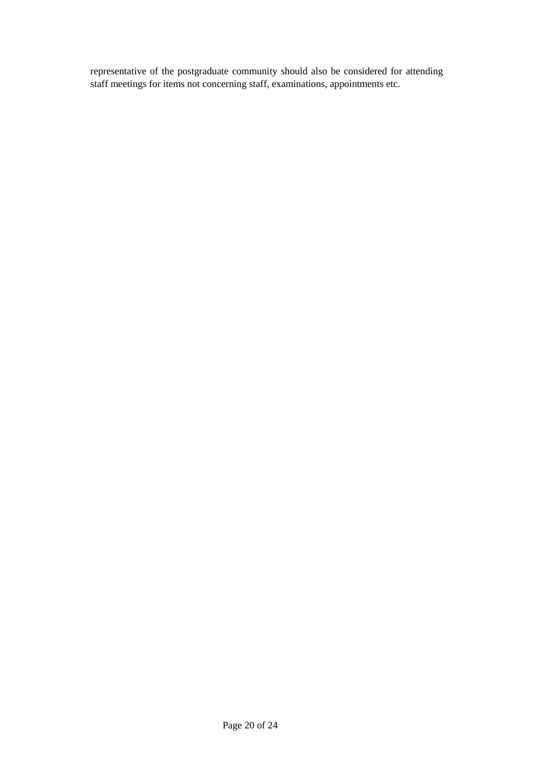representative of the postgraduate community should also be considered for attending staff meetings for items not concerning staff, examinations, appointments etc.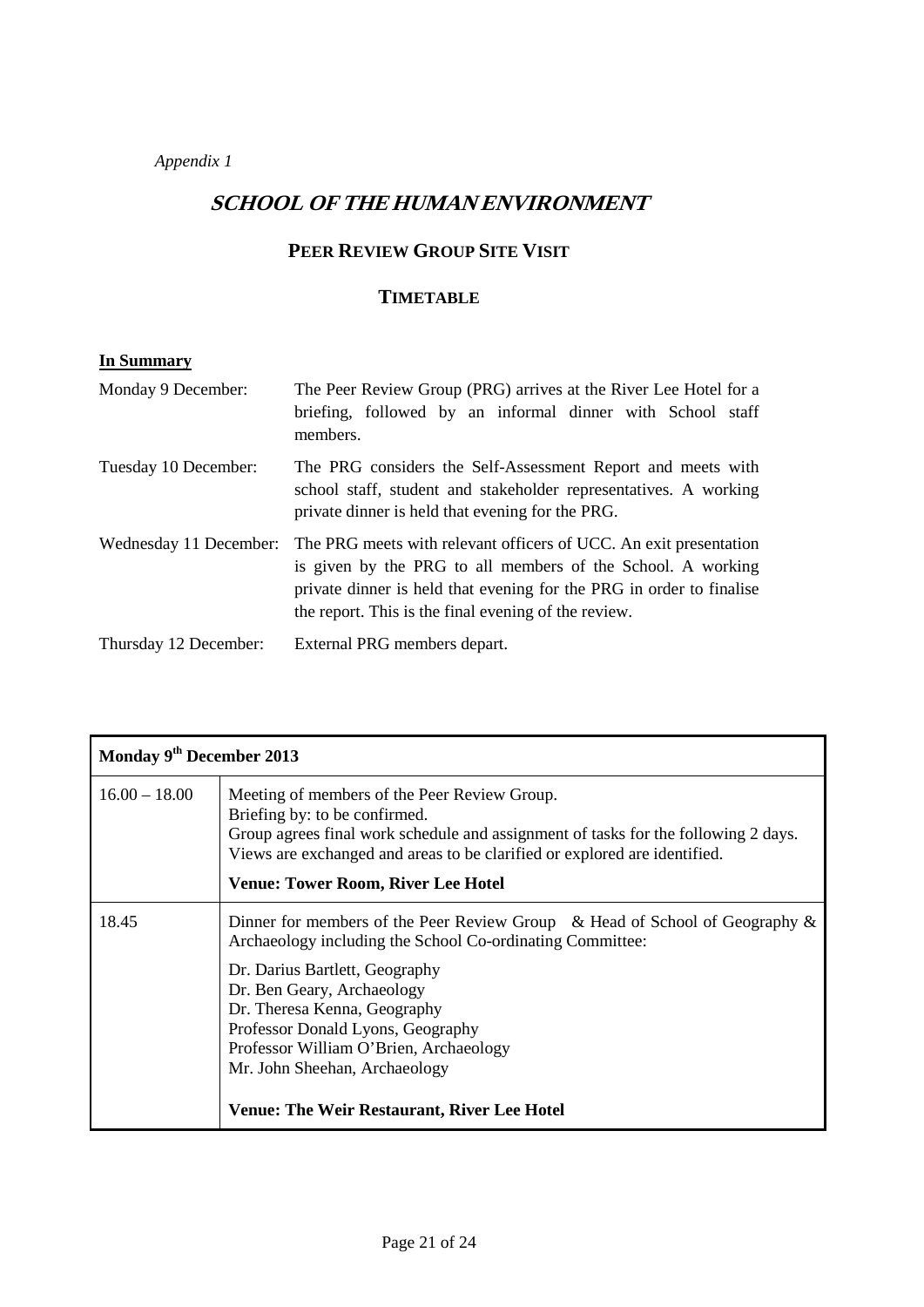*Appendix 1*

# SCHOOL OF THE HUMAN ENVIRONMENT

## PEER REVIEW GROUP SITE VISIT

### TIMETABLE

**In Summary**

| | |
|---|---|
| Monday 9 December: | The Peer Review Group (PRG) arrives at the River Lee Hotel for a briefing, followed by an informal dinner with School staff members. |
| Tuesday 10 December: | The PRG considers the Self-Assessment Report and meets with school staff, student and stakeholder representatives. A working private dinner is held that evening for the PRG. |
| Wednesday 11 December: | The PRG meets with relevant officers of UCC. An exit presentation is given by the PRG to all members of the School. A working private dinner is held that evening for the PRG in order to finalise the report. This is the final evening of the review. |
| Thursday 12 December: | External PRG members depart. |

| Monday 9th December 2013 | |
|---|---|
| 16.00 – 18.00 | Meeting of members of the Peer Review Group.<br>Briefing by: to be confirmed.<br>Group agrees final work schedule and assignment of tasks for the following 2 days.<br>Views are exchanged and areas to be clarified or explored are identified.<br>**Venue: Tower Room, River Lee Hotel** |
| 18.45 | Dinner for members of the Peer Review Group & Head of School of Geography & Archaeology including the School Co-ordinating Committee:<br>Dr. Darius Bartlett, Geography<br>Dr. Ben Geary, Archaeology<br>Dr. Theresa Kenna, Geography<br>Professor Donald Lyons, Geography<br>Professor William O'Brien, Archaeology<br>Mr. John Sheehan, Archaeology<br>**Venue: The Weir Restaurant, River Lee Hotel** |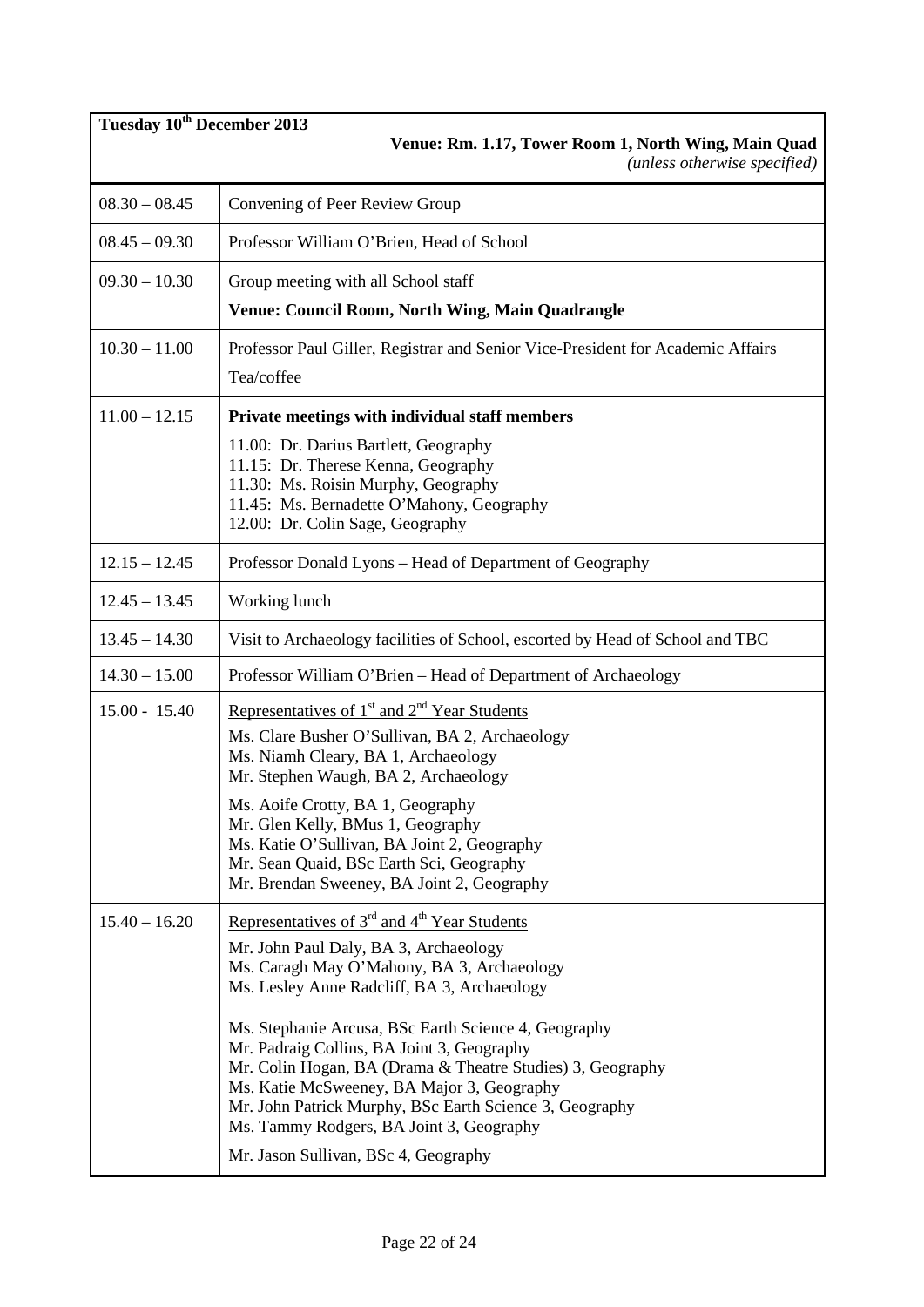| Tuesday 10th December 2013 | Venue: Rm. 1.17, Tower Room 1, North Wing, Main Quad *(unless otherwise specified)* |
|---|---|
| 08.30 – 08.45 | Convening of Peer Review Group |
| 08.45 – 09.30 | Professor William O'Brien, Head of School |
| 09.30 – 10.30 | Group meeting with all School staff<br>**Venue: Council Room, North Wing, Main Quadrangle** |
| 10.30 – 11.00 | Professor Paul Giller, Registrar and Senior Vice-President for Academic Affairs<br>Tea/coffee |
| 11.00 – 12.15 | **Private meetings with individual staff members**<br>11.00: Dr. Darius Bartlett, Geography<br>11.15: Dr. Therese Kenna, Geography<br>11.30: Ms. Roisin Murphy, Geography<br>11.45: Ms. Bernadette O'Mahony, Geography<br>12.00: Dr. Colin Sage, Geography |
| 12.15 – 12.45 | Professor Donald Lyons – Head of Department of Geography |
| 12.45 – 13.45 | Working lunch |
| 13.45 – 14.30 | Visit to Archaeology facilities of School, escorted by Head of School and TBC |
| 14.30 – 15.00 | Professor William O'Brien – Head of Department of Archaeology |
| 15.00 - 15.40 | Representatives of 1st and 2nd Year Students<br>Ms. Clare Busher O'Sullivan, BA 2, Archaeology<br>Ms. Niamh Cleary, BA 1, Archaeology<br>Mr. Stephen Waugh, BA 2, Archaeology<br><br>Ms. Aoife Crotty, BA 1, Geography<br>Mr. Glen Kelly, BMus 1, Geography<br>Ms. Katie O'Sullivan, BA Joint 2, Geography<br>Mr. Sean Quaid, BSc Earth Sci, Geography<br>Mr. Brendan Sweeney, BA Joint 2, Geography |
| 15.40 – 16.20 | Representatives of 3rd and 4th Year Students<br>Mr. John Paul Daly, BA 3, Archaeology<br>Ms. Caragh May O'Mahony, BA 3, Archaeology<br>Ms. Lesley Anne Radcliff, BA 3, Archaeology<br><br>Ms. Stephanie Arcusa, BSc Earth Science 4, Geography<br>Mr. Padraig Collins, BA Joint 3, Geography<br>Mr. Colin Hogan, BA (Drama & Theatre Studies) 3, Geography<br>Ms. Katie McSweeney, BA Major 3, Geography<br>Mr. John Patrick Murphy, BSc Earth Science 3, Geography<br>Ms. Tammy Rodgers, BA Joint 3, Geography<br><br>Mr. Jason Sullivan, BSc 4, Geography |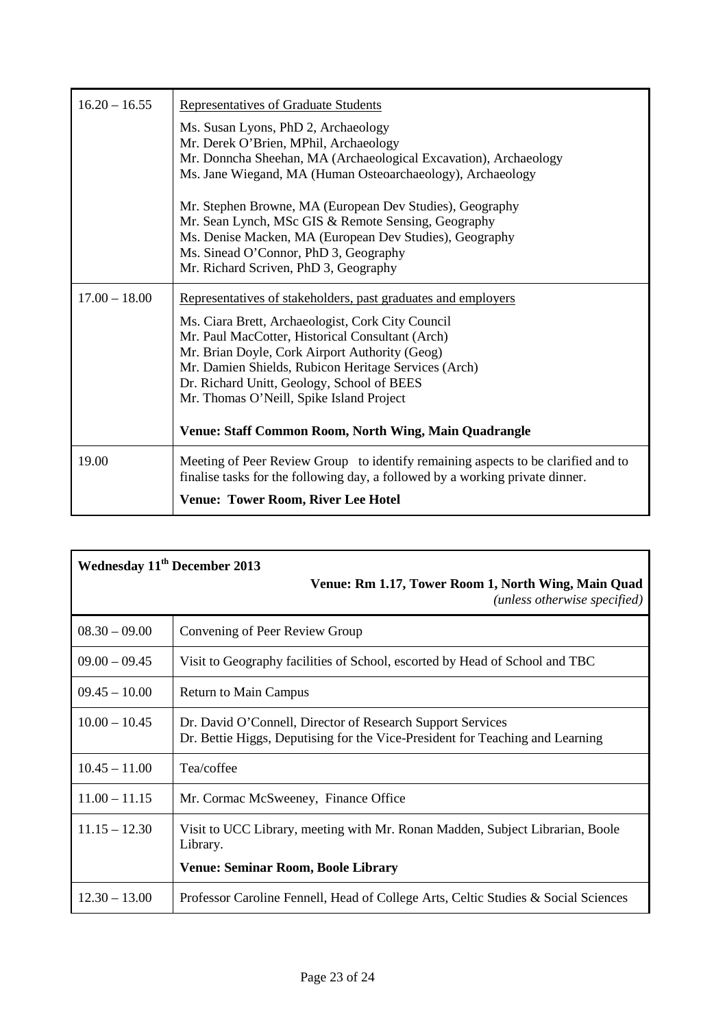| | |
|---|---|
| 16.20 – 16.55 | Representatives of Graduate Students<br><br>Ms. Susan Lyons, PhD 2, Archaeology<br>Mr. Derek O'Brien, MPhil, Archaeology<br>Mr. Donncha Sheehan, MA (Archaeological Excavation), Archaeology<br>Ms. Jane Wiegand, MA (Human Osteoarchaeology), Archaeology<br><br>Mr. Stephen Browne, MA (European Dev Studies), Geography<br>Mr. Sean Lynch, MSc GIS & Remote Sensing, Geography<br>Ms. Denise Macken, MA (European Dev Studies), Geography<br>Ms. Sinead O'Connor, PhD 3, Geography<br>Mr. Richard Scriven, PhD 3, Geography |
| 17.00 – 18.00 | Representatives of stakeholders, past graduates and employers<br><br>Ms. Ciara Brett, Archaeologist, Cork City Council<br>Mr. Paul MacCotter, Historical Consultant (Arch)<br>Mr. Brian Doyle, Cork Airport Authority (Geog)<br>Mr. Damien Shields, Rubicon Heritage Services (Arch)<br>Dr. Richard Unitt, Geology, School of BEES<br>Mr. Thomas O'Neill, Spike Island Project<br><br>**Venue: Staff Common Room, North Wing, Main Quadrangle** |
| 19.00 | Meeting of Peer Review Group to identify remaining aspects to be clarified and to finalise tasks for the following day, a followed by a working private dinner.<br><br>**Venue: Tower Room, River Lee Hotel** |

| **Wednesday 11th December 2013** | **Venue: Rm 1.17, Tower Room 1, North Wing, Main Quad** *(unless otherwise specified)* |
|---|---|
| 08.30 – 09.00 | Convening of Peer Review Group |
| 09.00 – 09.45 | Visit to Geography facilities of School, escorted by Head of School and TBC |
| 09.45 – 10.00 | Return to Main Campus |
| 10.00 – 10.45 | Dr. David O'Connell, Director of Research Support Services<br>Dr. Bettie Higgs, Deputising for the Vice-President for Teaching and Learning |
| 10.45 – 11.00 | Tea/coffee |
| 11.00 – 11.15 | Mr. Cormac McSweeney, Finance Office |
| 11.15 – 12.30 | Visit to UCC Library, meeting with Mr. Ronan Madden, Subject Librarian, Boole Library.<br><br>**Venue: Seminar Room, Boole Library** |
| 12.30 – 13.00 | Professor Caroline Fennell, Head of College Arts, Celtic Studies & Social Sciences |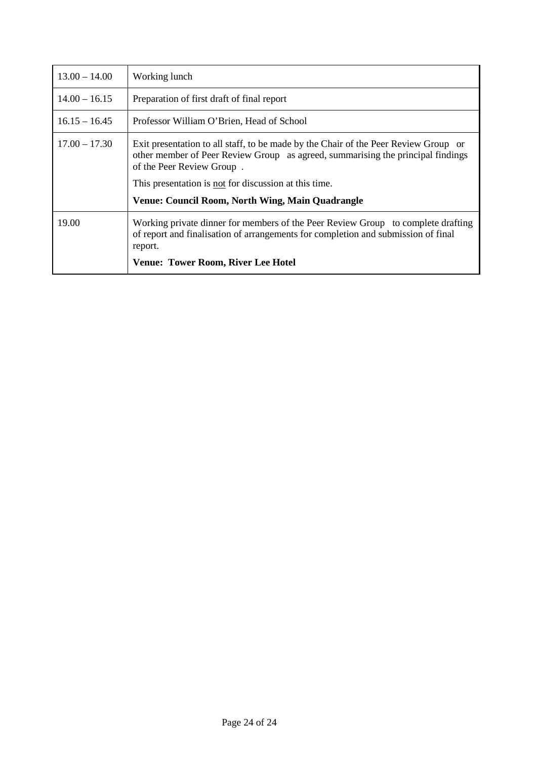| | |
|---|---|
| 13.00 – 14.00 | Working lunch |
| 14.00 – 16.15 | Preparation of first draft of final report |
| 16.15 – 16.45 | Professor William O'Brien, Head of School |
| 17.00 – 17.30 | Exit presentation to all staff, to be made by the Chair of the Peer Review Group or other member of Peer Review Group as agreed, summarising the principal findings of the Peer Review Group .<br><br>This presentation is <u>not</u> for discussion at this time.<br><br>**Venue: Council Room, North Wing, Main Quadrangle** |
| 19.00 | Working private dinner for members of the Peer Review Group to complete drafting of report and finalisation of arrangements for completion and submission of final report.<br><br>**Venue: Tower Room, River Lee Hotel** |